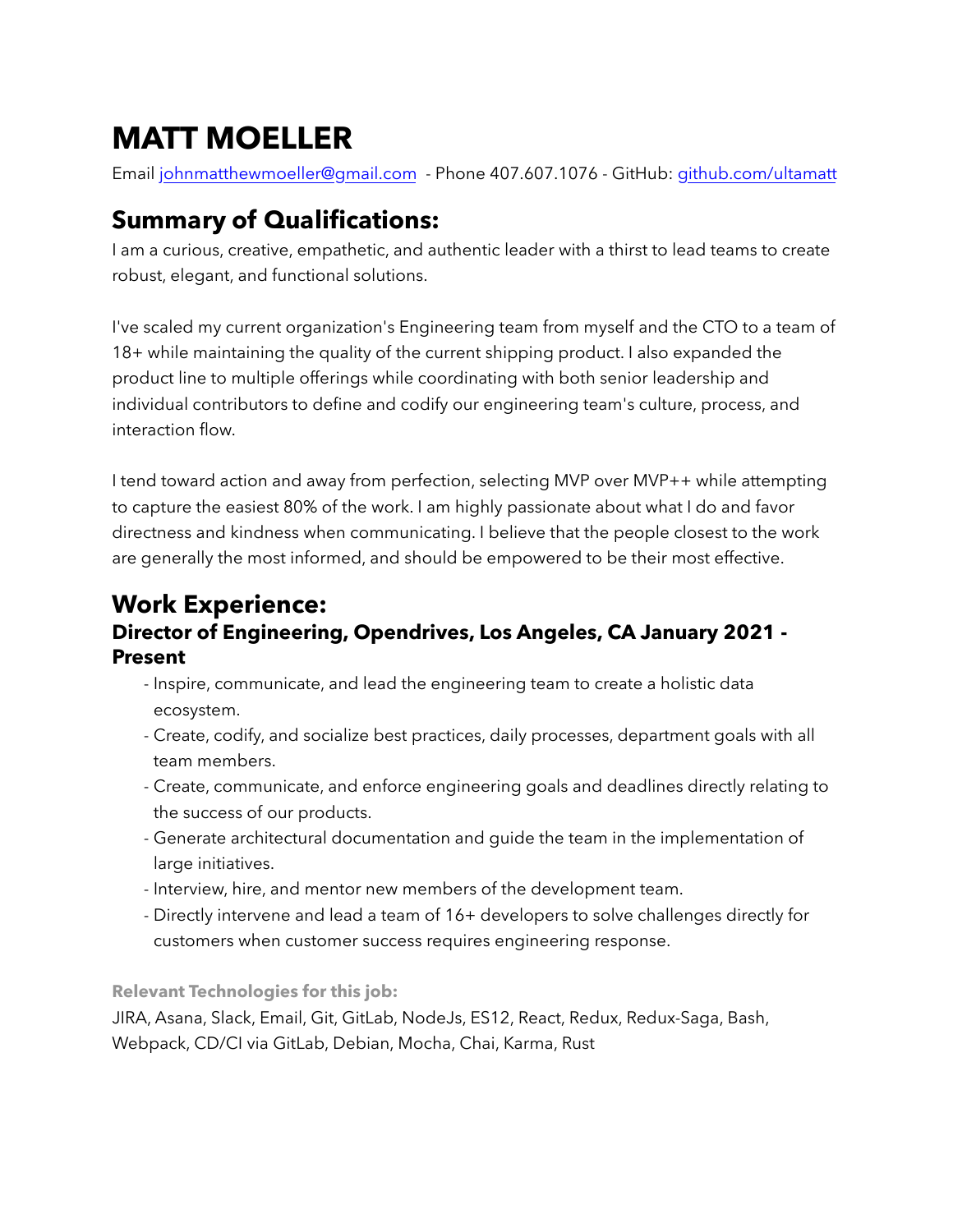# MATT MOELLER

Email [johnmatthewmoeller@gmail.com](mailto:johnmatthewmoeller@gmail.com) - Phone 407.607.1076 - GitHub: [github.com/ultamatt](https://github.com/ultamatt)

## Summary of Qualifications:

I am a curious, creative, empathetic, and authentic leader with a thirst to lead teams to create robust, elegant, and functional solutions.

I've scaled my current organization's Engineering team from myself and the CTO to a team of 18+ while maintaining the quality of the current shipping product. I also expanded the product line to multiple offerings while coordinating with both senior leadership and individual contributors to define and codify our engineering team's culture, process, and interaction flow.

I tend toward action and away from perfection, selecting MVP over MVP++ while attempting to capture the easiest 80% of the work. I am highly passionate about what I do and favor directness and kindness when communicating. I believe that the people closest to the work are generally the most informed, and should be empowered to be their most effective.

## Work Experience:

### Director of Engineering, Opendrives, Los Angeles, CA January 2021 - Present

- Inspire, communicate, and lead the engineering team to create a holistic data ecosystem.
- Create, codify, and socialize best practices, daily processes, department goals with all team members.
- Create, communicate, and enforce engineering goals and deadlines directly relating to the success of our products.
- Generate architectural documentation and guide the team in the implementation of large initiatives.
- Interview, hire, and mentor new members of the development team.
- Directly intervene and lead a team of 16+ developers to solve challenges directly for customers when customer success requires engineering response.

**Relevant Technologies for this job:**

JIRA, Asana, Slack, Email, Git, GitLab, NodeJs, ES12, React, Redux, Redux-Saga, Bash, Webpack, CD/CI via GitLab, Debian, Mocha, Chai, Karma, Rust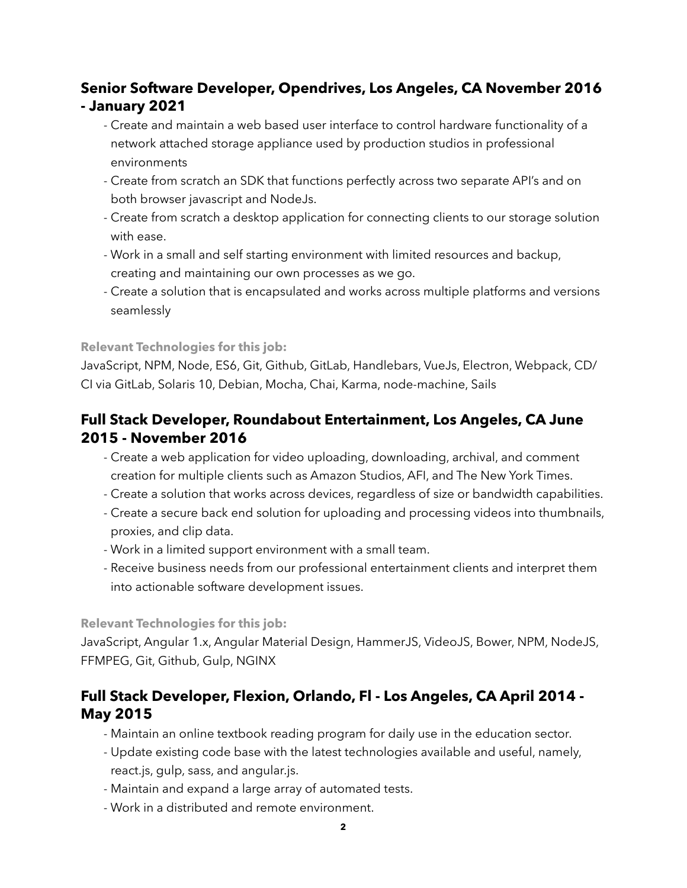### Senior Software Developer, Opendrives, Los Angeles, CA November 2016 - January 2021

- Create and maintain a web based user interface to control hardware functionality of a network attached storage appliance used by production studios in professional environments
- Create from scratch an SDK that functions perfectly across two separate API's and on both browser javascript and NodeJs.
- Create from scratch a desktop application for connecting clients to our storage solution with ease.
- Work in a small and self starting environment with limited resources and backup, creating and maintaining our own processes as we go.
- Create a solution that is encapsulated and works across multiple platforms and versions seamlessly

**Relevant Technologies for this job:**

JavaScript, NPM, Node, ES6, Git, Github, GitLab, Handlebars, VueJs, Electron, Webpack, CD/CI via GitLab, Solaris 10, Debian, Mocha, Chai, Karma, node-machine, Sails

### Full Stack Developer, Roundabout Entertainment, Los Angeles, CA June 2015 - November 2016

- Create a web application for video uploading, downloading, archival, and comment creation for multiple clients such as Amazon Studios, AFI, and The New York Times.
- Create a solution that works across devices, regardless of size or bandwidth capabilities.
- Create a secure back end solution for uploading and processing videos into thumbnails, proxies, and clip data.
- Work in a limited support environment with a small team.
- Receive business needs from our professional entertainment clients and interpret them into actionable software development issues.

**Relevant Technologies for this job:**

JavaScript, Angular 1.x, Angular Material Design, HammerJS, VideoJS, Bower, NPM, NodeJS, FFMPEG, Git, Github, Gulp, NGINX

### Full Stack Developer, Flexion, Orlando, Fl - Los Angeles, CA April 2014 - May 2015

- Maintain an online textbook reading program for daily use in the education sector.
- Update existing code base with the latest technologies available and useful, namely, react.js, gulp, sass, and angular.js.
- Maintain and expand a large array of automated tests.
- Work in a distributed and remote environment.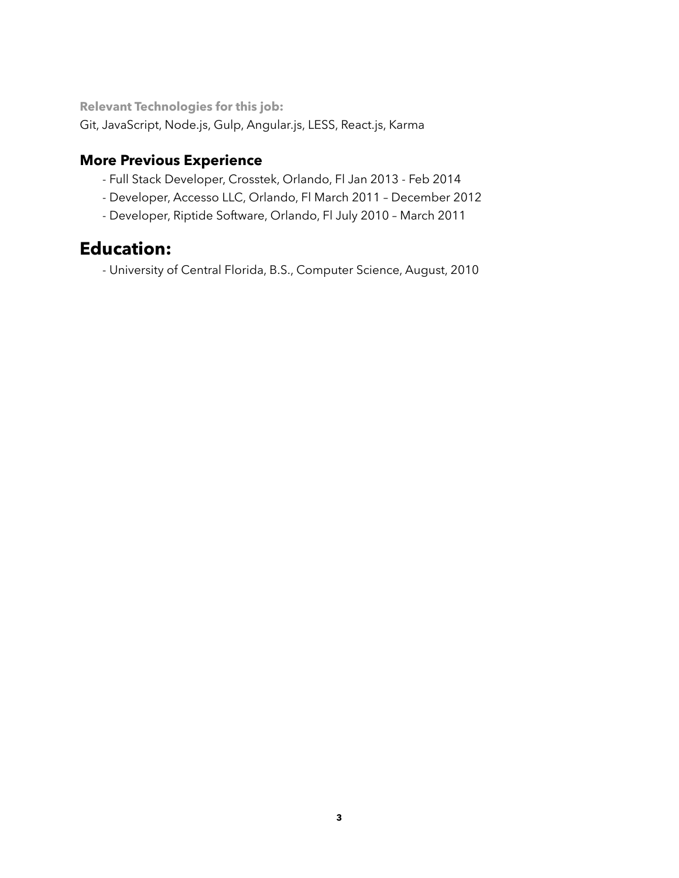**Relevant Technologies for this job:**

Git, JavaScript, Node.js, Gulp, Angular.js, LESS, React.js, Karma

### More Previous Experience

- Full Stack Developer, Crosstek, Orlando, Fl Jan 2013 - Feb 2014
- Developer, Accesso LLC, Orlando, Fl March 2011 – December 2012
- Developer, Riptide Software, Orlando, Fl July 2010 – March 2011

## Education:

- University of Central Florida, B.S., Computer Science, August, 2010